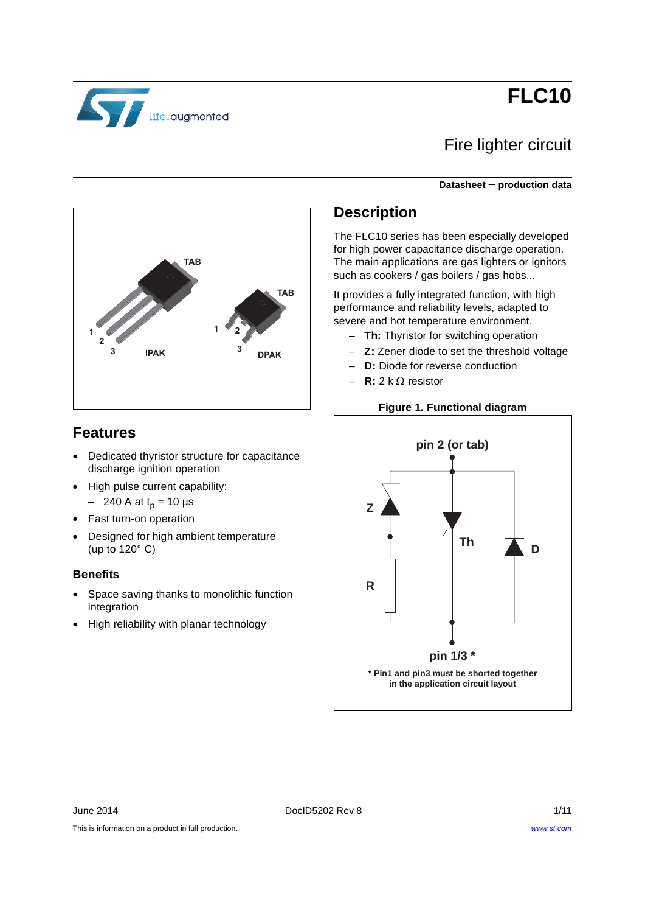# FLC10

## Fire lighter circuit

**Datasheet — production data**

## Description

The FLC10 series has been especially developed for high power capacitance discharge operation. The main applications are gas lighters or ignitors such as cookers / gas boilers / gas hobs...

It provides a fully integrated function, with high performance and reliability levels, adapted to severe and hot temperature environment.

- **Th:** Thyristor for switching operation
- **Z:** Zener diode to set the threshold voltage
- **D:** Diode for reverse conduction
- **R:** 2 kΩ resistor

**Figure 1. Functional diagram**

\* Pin1 and pin3 must be shorted together in the application circuit layout

## Features

- Dedicated thyristor structure for capacitance discharge ignition operation
- High pulse current capability:
  - 240 A at $t_p$ = 10 µs
- Fast turn-on operation
- Designed for high ambient temperature (up to 120° C)

### Benefits

- Space saving thanks to monolithic function integration
- High reliability with planar technology

This is information on a product in full production.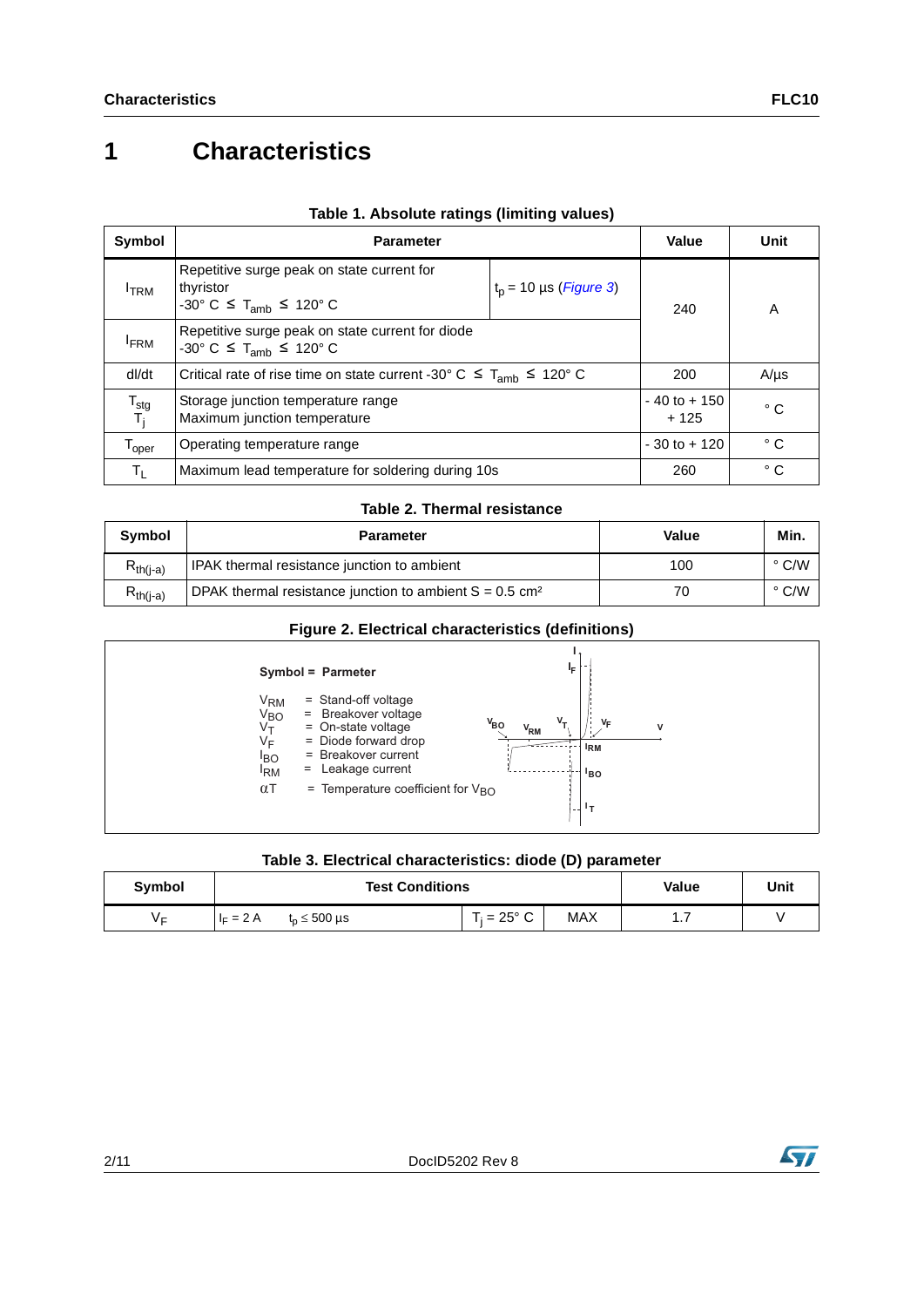# 1 Characteristics

**Table 1. Absolute ratings (limiting values)**

| Symbol | Parameter | | Value | Unit |
|---|---|---|---|---|
| $I_{TRM}$ | Repetitive surge peak on state current for thyristor -30° C ≤ $T_{amb}$ ≤ 120° C | $t_p$ = 10 µs (*Figure 3*) | 240 | A |
| $I_{FRM}$ | Repetitive surge peak on state current for diode -30° C ≤ $T_{amb}$ ≤ 120° C | | | |
| dI/dt | Critical rate of rise time on state current -30° C ≤ $T_{amb}$ ≤ 120° C | | 200 | A/µs |
| $T_{stg}$ <br> $T_j$ | Storage junction temperature range <br> Maximum junction temperature | | - 40 to + 150 <br> + 125 | ° C |
| $T_{oper}$ | Operating temperature range | | - 30 to + 120 | ° C |
| $T_L$ | Maximum lead temperature for soldering during 10s | | 260 | ° C |

**Table 2. Thermal resistance**

| Symbol | Parameter | Value | Min. |
|---|---|---|---|
| $R_{th(j-a)}$ | IPAK thermal resistance junction to ambient | 100 | ° C/W |
| $R_{th(j-a)}$ | DPAK thermal resistance junction to ambient S = 0.5 cm² | 70 | ° C/W |

**Figure 2. Electrical characteristics (definitions)**

**Symbol = Parmeter**

- $V_{RM}$ = Stand-off voltage
- $V_{BO}$ = Breakover voltage
- $V_T$ = On-state voltage
- $V_F$ = Diode forward drop
- $I_{BO}$ = Breakover current
- $I_{RM}$ = Leakage current
- $\alpha T$ = Temperature coefficient for $V_{BO}$

**Table 3. Electrical characteristics: diode (D) parameter**

| Symbol | Test Conditions | | | Value | Unit |
|---|---|---|---|---|---|
| $V_F$ | $I_F$ = 2 A $t_p \leq$ 500 µs | $T_j$ = 25° C | MAX | 1.7 | V |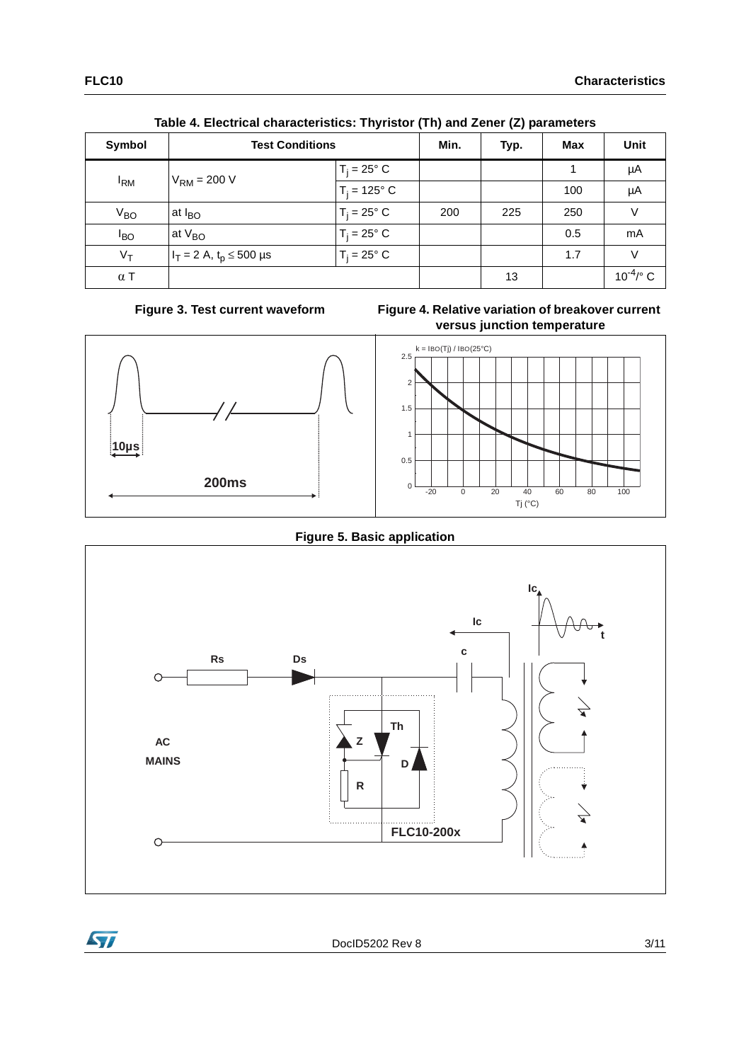Table 4. Electrical characteristics: Thyristor (Th) and Zener (Z) parameters

| Symbol | Test Conditions | | Min. | Typ. | Max | Unit |
|---|---|---|---|---|---|---|
| $I_{RM}$ | $V_{RM}$ = 200 V | $T_j$ = 25° C | | | 1 | µA |
| | | $T_j$ = 125° C | | | 100 | µA |
| $V_{BO}$ | at $I_{BO}$ | $T_j$ = 25° C | 200 | 225 | 250 | V |
| $I_{BO}$ | at $V_{BO}$ | $T_j$ = 25° C | | | 0.5 | mA |
| $V_T$ | $I_T$ = 2 A, $t_p \leq$ 500 µs | $T_j$ = 25° C | | | 1.7 | V |
| α T | | | | 13 | | $10^{-4}$/° C |

Figure 3. Test current waveform

Figure 4. Relative variation of breakover current versus junction temperature

Figure 5. Basic application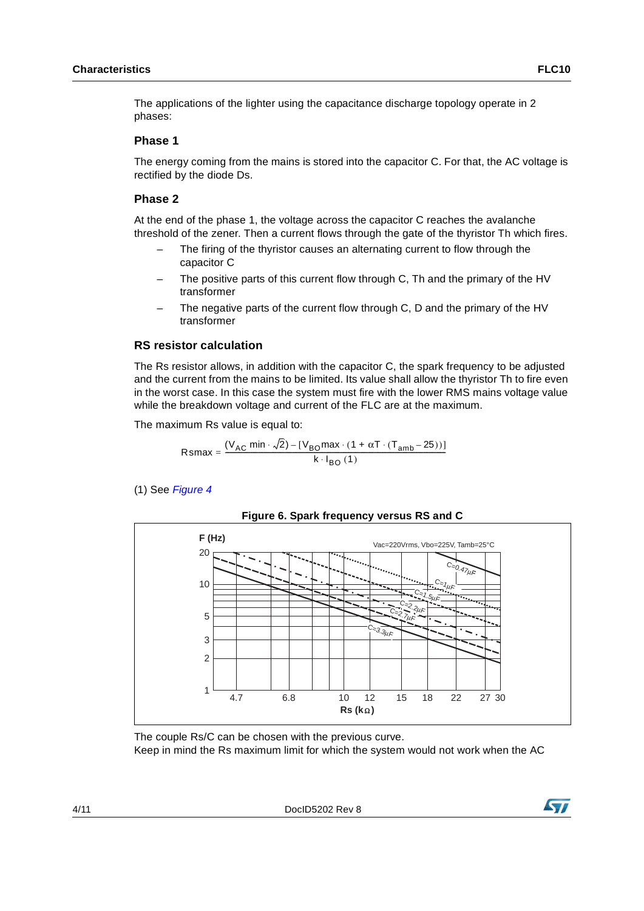The applications of the lighter using the capacitance discharge topology operate in 2 phases:

### Phase 1

The energy coming from the mains is stored into the capacitor C. For that, the AC voltage is rectified by the diode Ds.

### Phase 2

At the end of the phase 1, the voltage across the capacitor C reaches the avalanche threshold of the zener. Then a current flows through the gate of the thyristor Th which fires.

- The firing of the thyristor causes an alternating current to flow through the capacitor C
- The positive parts of this current flow through C, Th and the primary of the HV transformer
- The negative parts of the current flow through C, D and the primary of the HV transformer

### RS resistor calculation

The Rs resistor allows, in addition with the capacitor C, the spark frequency to be adjusted and the current from the mains to be limited. Its value shall allow the thyristor Th to fire even in the worst case. In this case the system must fire with the lower RMS mains voltage value while the breakdown voltage and current of the FLC are at the maximum.

The maximum Rs value is equal to:

$$Rsmax = \frac{(V_{AC}\ min \cdot \sqrt{2}) - [V_{BO}max \cdot (1 + \alpha T \cdot (T_{amb} - 25))]}{k \cdot I_{BO}\ (1)}$$

(1) See *Figure 4*

**Figure 6. Spark frequency versus RS and C**

The couple Rs/C can be chosen with the previous curve.
Keep in mind the Rs maximum limit for which the system would not work when the AC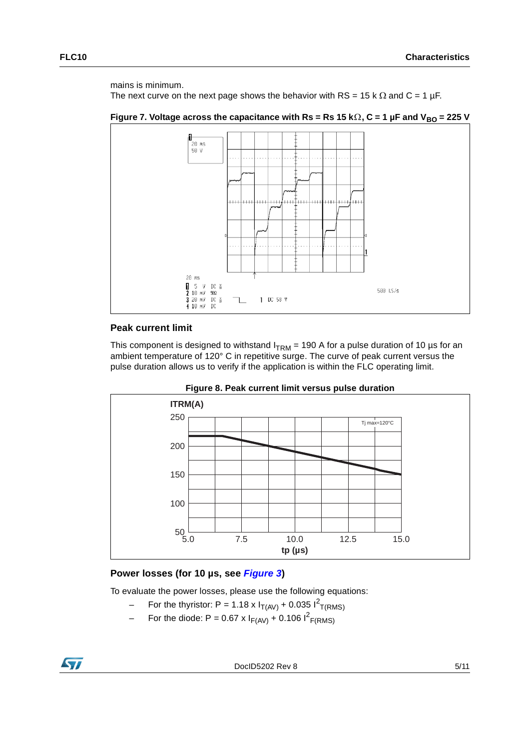mains is minimum.
The next curve on the next page shows the behavior with RS = 15 k Ω and C = 1 µF.

**Figure 7. Voltage across the capacitance with Rs = Rs 15 kΩ, C = 1 µF and $V_{BO}$ = 225 V**

### Peak current limit

This component is designed to withstand $I_{TRM}$ = 190 A for a pulse duration of 10 µs for an ambient temperature of 120° C in repetitive surge. The curve of peak current versus the pulse duration allows us to verify if the application is within the FLC operating limit.

**Figure 8. Peak current limit versus pulse duration**

### Power losses (for 10 µs, see *Figure 3*)

To evaluate the power losses, please use the following equations:

- For the thyristor: $P = 1.18 \times I_{T(AV)} + 0.035\ I^2_{T(RMS)}$
- For the diode: $P = 0.67 \times I_{F(AV)} + 0.106\ I^2_{F(RMS)}$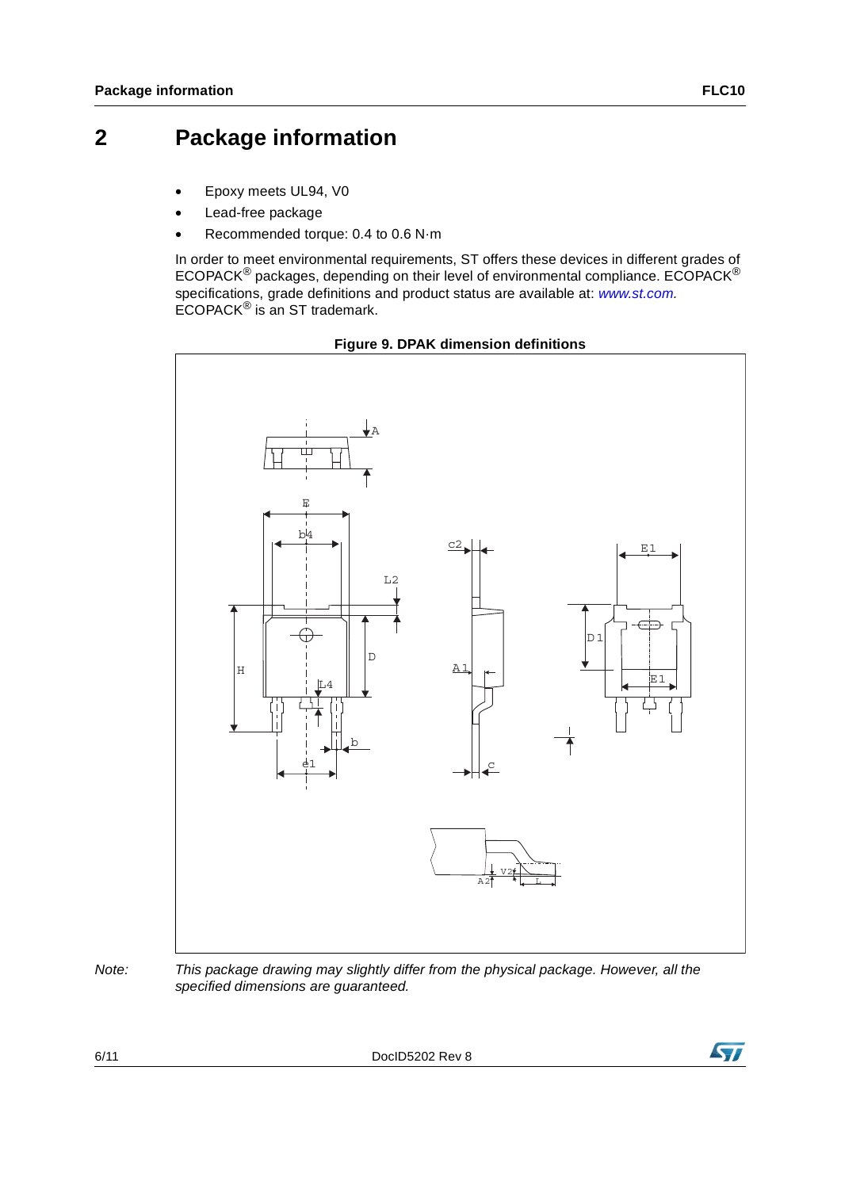# 2 Package information

- Epoxy meets UL94, V0
- Lead-free package
- Recommended torque: 0.4 to 0.6 N·m

In order to meet environmental requirements, ST offers these devices in different grades of ECOPACK® packages, depending on their level of environmental compliance. ECOPACK® specifications, grade definitions and product status are available at: *www.st.com.* ECOPACK® is an ST trademark.

**Figure 9. DPAK dimension definitions**

*Note: This package drawing may slightly differ from the physical package. However, all the specified dimensions are guaranteed.*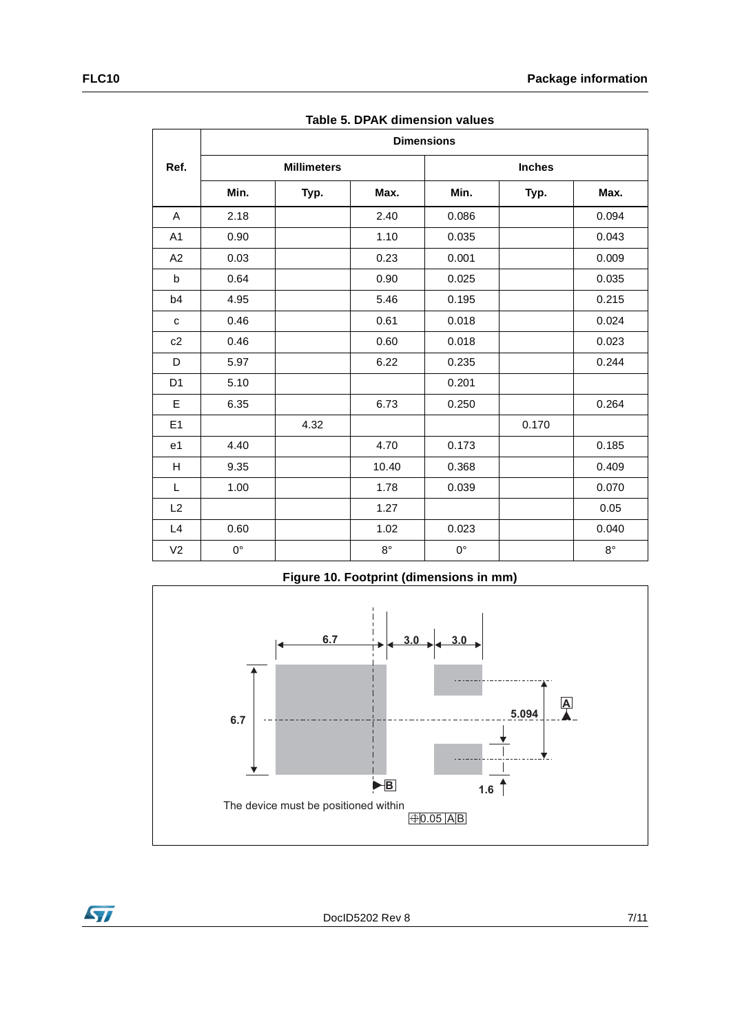**Table 5. DPAK dimension values**

| Ref. | Dimensions | | | | | |
|---|---|---|---|---|---|---|
| | Millimeters | | | Inches | | |
| | Min. | Typ. | Max. | Min. | Typ. | Max. |
| A | 2.18 | | 2.40 | 0.086 | | 0.094 |
| A1 | 0.90 | | 1.10 | 0.035 | | 0.043 |
| A2 | 0.03 | | 0.23 | 0.001 | | 0.009 |
| b | 0.64 | | 0.90 | 0.025 | | 0.035 |
| b4 | 4.95 | | 5.46 | 0.195 | | 0.215 |
| c | 0.46 | | 0.61 | 0.018 | | 0.024 |
| c2 | 0.46 | | 0.60 | 0.018 | | 0.023 |
| D | 5.97 | | 6.22 | 0.235 | | 0.244 |
| D1 | 5.10 | | | 0.201 | | |
| E | 6.35 | | 6.73 | 0.250 | | 0.264 |
| E1 | | 4.32 | | | 0.170 | |
| e1 | 4.40 | | 4.70 | 0.173 | | 0.185 |
| H | 9.35 | | 10.40 | 0.368 | | 0.409 |
| L | 1.00 | | 1.78 | 0.039 | | 0.070 |
| L2 | | | 1.27 | | | 0.05 |
| L4 | 0.60 | | 1.02 | 0.023 | | 0.040 |
| V2 | 0° | | 8° | 0° | | 8° |

**Figure 10. Footprint (dimensions in mm)**

6.7 3.0 3.0

6.7 5.094 A

B 1.6

The device must be positioned within

⊕ 0.05 A B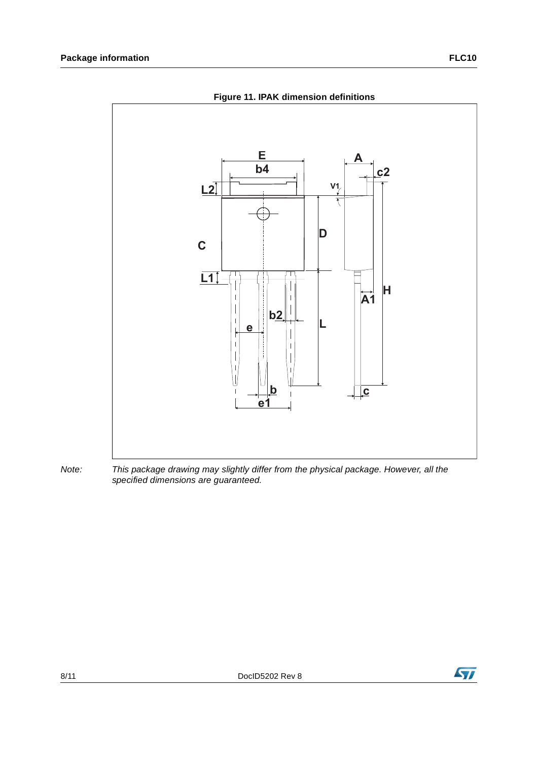**Figure 11. IPAK dimension definitions**

*Note: This package drawing may slightly differ from the physical package. However, all the specified dimensions are guaranteed.*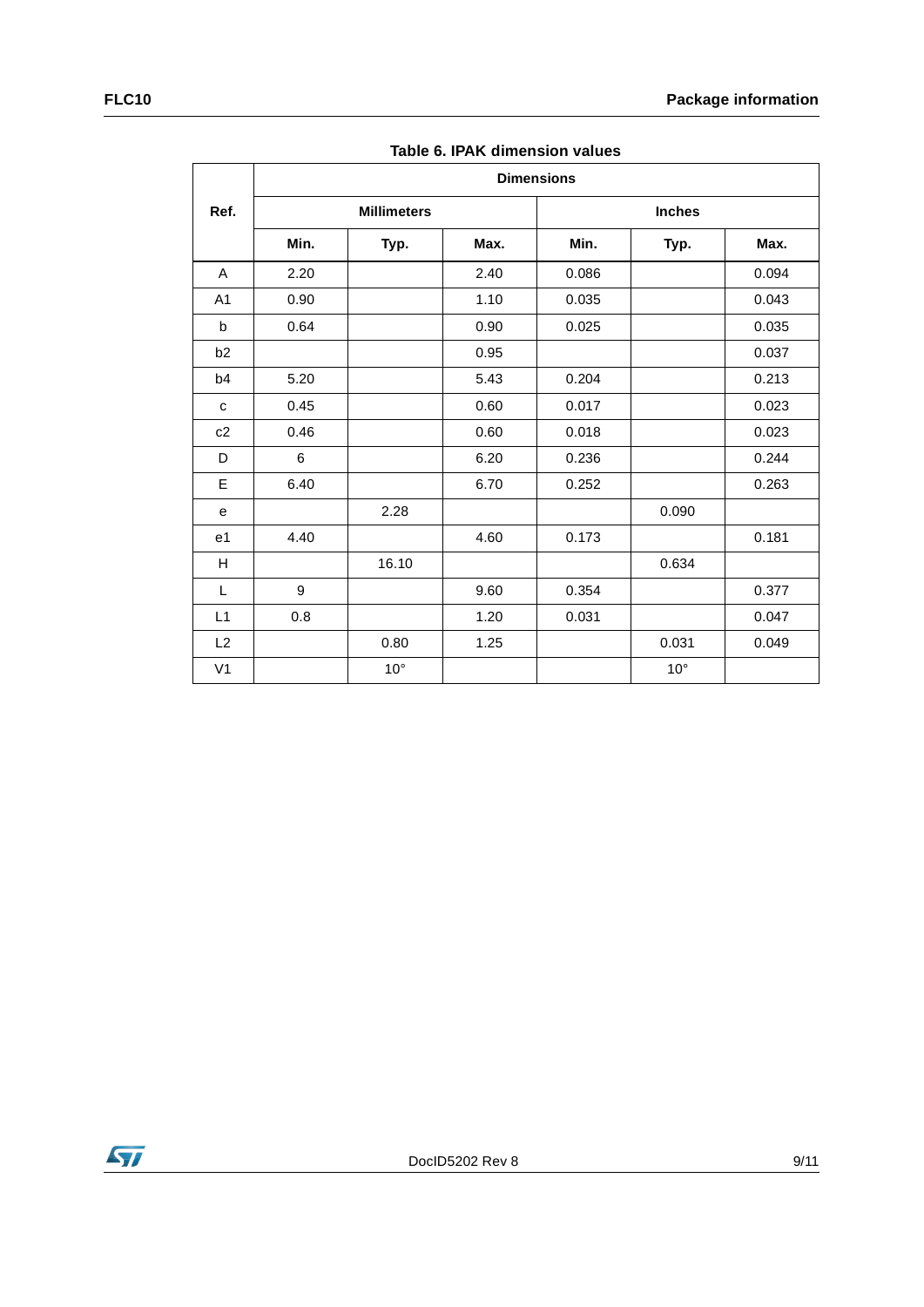**Table 6. IPAK dimension values**

| Ref. | Dimensions | | | | | |
|---|---|---|---|---|---|---|
| | Millimeters | | | Inches | | |
| | Min. | Typ. | Max. | Min. | Typ. | Max. |
| A | 2.20 | | 2.40 | 0.086 | | 0.094 |
| A1 | 0.90 | | 1.10 | 0.035 | | 0.043 |
| b | 0.64 | | 0.90 | 0.025 | | 0.035 |
| b2 | | | 0.95 | | | 0.037 |
| b4 | 5.20 | | 5.43 | 0.204 | | 0.213 |
| c | 0.45 | | 0.60 | 0.017 | | 0.023 |
| c2 | 0.46 | | 0.60 | 0.018 | | 0.023 |
| D | 6 | | 6.20 | 0.236 | | 0.244 |
| E | 6.40 | | 6.70 | 0.252 | | 0.263 |
| e | | 2.28 | | | 0.090 | |
| e1 | 4.40 | | 4.60 | 0.173 | | 0.181 |
| H | | 16.10 | | | 0.634 | |
| L | 9 | | 9.60 | 0.354 | | 0.377 |
| L1 | 0.8 | | 1.20 | 0.031 | | 0.047 |
| L2 | | 0.80 | 1.25 | | 0.031 | 0.049 |
| V1 | | 10° | | | 10° | |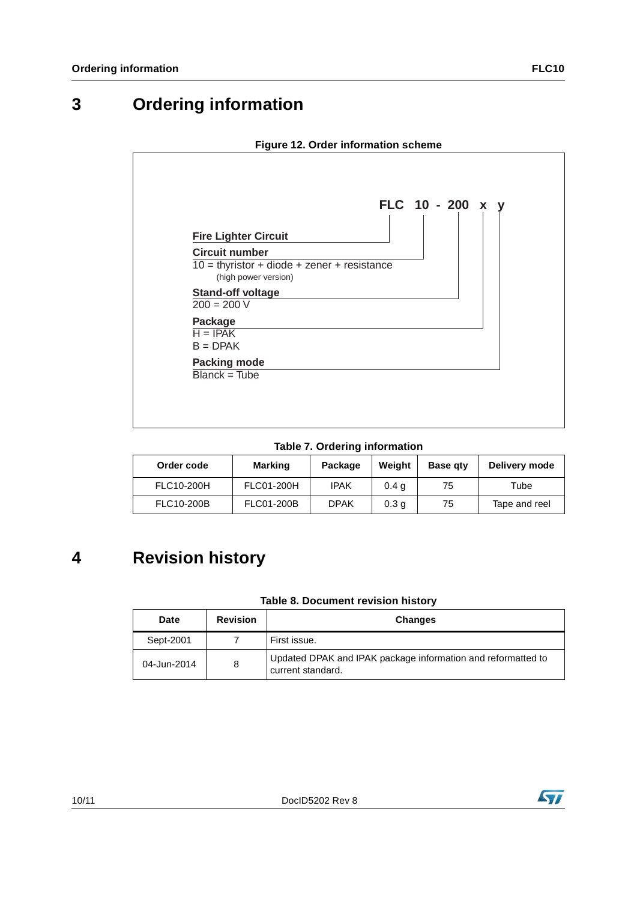## 3 Ordering information

**Figure 12. Order information scheme**

**FLC 10 - 200 x y**

- **Fire Lighter Circuit**
- **Circuit number**
  10 = thyristor + diode + zener + resistance
  (high power version)
- **Stand-off voltage**
  200 = 200 V
- **Package**
  H = IPAK
  B = DPAK
- **Packing mode**
  Blanck = Tube

**Table 7. Ordering information**

| Order code | Marking | Package | Weight | Base qty | Delivery mode |
|---|---|---|---|---|---|
| FLC10-200H | FLC01-200H | IPAK | 0.4 g | 75 | Tube |
| FLC10-200B | FLC01-200B | DPAK | 0.3 g | 75 | Tape and reel |

## 4 Revision history

**Table 8. Document revision history**

| Date | Revision | Changes |
|---|---|---|
| Sept-2001 | 7 | First issue. |
| 04-Jun-2014 | 8 | Updated DPAK and IPAK package information and reformatted to current standard. |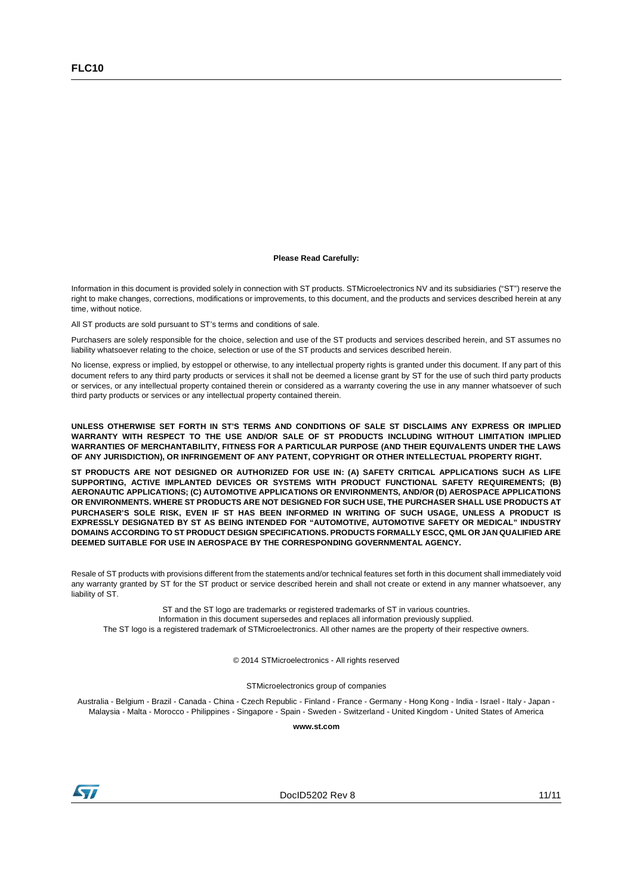**Please Read Carefully:**

Information in this document is provided solely in connection with ST products. STMicroelectronics NV and its subsidiaries ("ST") reserve the right to make changes, corrections, modifications or improvements, to this document, and the products and services described herein at any time, without notice.

All ST products are sold pursuant to ST's terms and conditions of sale.

Purchasers are solely responsible for the choice, selection and use of the ST products and services described herein, and ST assumes no liability whatsoever relating to the choice, selection or use of the ST products and services described herein.

No license, express or implied, by estoppel or otherwise, to any intellectual property rights is granted under this document. If any part of this document refers to any third party products or services it shall not be deemed a license grant by ST for the use of such third party products or services, or any intellectual property contained therein or considered as a warranty covering the use in any manner whatsoever of such third party products or services or any intellectual property contained therein.

**UNLESS OTHERWISE SET FORTH IN ST'S TERMS AND CONDITIONS OF SALE ST DISCLAIMS ANY EXPRESS OR IMPLIED WARRANTY WITH RESPECT TO THE USE AND/OR SALE OF ST PRODUCTS INCLUDING WITHOUT LIMITATION IMPLIED WARRANTIES OF MERCHANTABILITY, FITNESS FOR A PARTICULAR PURPOSE (AND THEIR EQUIVALENTS UNDER THE LAWS OF ANY JURISDICTION), OR INFRINGEMENT OF ANY PATENT, COPYRIGHT OR OTHER INTELLECTUAL PROPERTY RIGHT.**

**ST PRODUCTS ARE NOT DESIGNED OR AUTHORIZED FOR USE IN: (A) SAFETY CRITICAL APPLICATIONS SUCH AS LIFE SUPPORTING, ACTIVE IMPLANTED DEVICES OR SYSTEMS WITH PRODUCT FUNCTIONAL SAFETY REQUIREMENTS; (B) AERONAUTIC APPLICATIONS; (C) AUTOMOTIVE APPLICATIONS OR ENVIRONMENTS, AND/OR (D) AEROSPACE APPLICATIONS OR ENVIRONMENTS. WHERE ST PRODUCTS ARE NOT DESIGNED FOR SUCH USE, THE PURCHASER SHALL USE PRODUCTS AT PURCHASER'S SOLE RISK, EVEN IF ST HAS BEEN INFORMED IN WRITING OF SUCH USAGE, UNLESS A PRODUCT IS EXPRESSLY DESIGNATED BY ST AS BEING INTENDED FOR "AUTOMOTIVE, AUTOMOTIVE SAFETY OR MEDICAL" INDUSTRY DOMAINS ACCORDING TO ST PRODUCT DESIGN SPECIFICATIONS. PRODUCTS FORMALLY ESCC, QML OR JAN QUALIFIED ARE DEEMED SUITABLE FOR USE IN AEROSPACE BY THE CORRESPONDING GOVERNMENTAL AGENCY.**

Resale of ST products with provisions different from the statements and/or technical features set forth in this document shall immediately void any warranty granted by ST for the ST product or service described herein and shall not create or extend in any manner whatsoever, any liability of ST.

ST and the ST logo are trademarks or registered trademarks of ST in various countries.
Information in this document supersedes and replaces all information previously supplied.
The ST logo is a registered trademark of STMicroelectronics. All other names are the property of their respective owners.

© 2014 STMicroelectronics - All rights reserved

STMicroelectronics group of companies

Australia - Belgium - Brazil - Canada - China - Czech Republic - Finland - France - Germany - Hong Kong - India - Israel - Italy - Japan - Malaysia - Malta - Morocco - Philippines - Singapore - Spain - Sweden - Switzerland - United Kingdom - United States of America

**www.st.com**